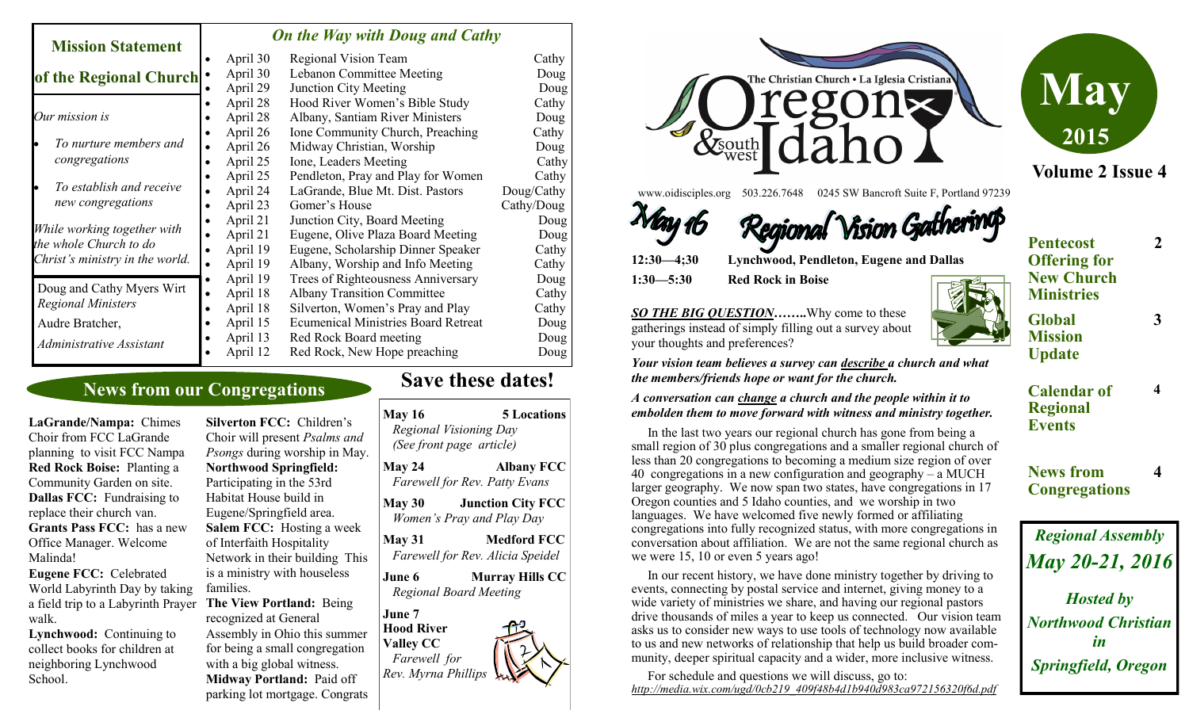## Mission Statement of the Regional Church

*Our mission is*

- *To nurture members and congregations*
- *To establish and receive new congregations*

*While working together with the whole Church to do Christ's ministry in the world.*

Doug and Cathy Myers Wirt
*Regional Ministers*

Audre Bratcher,
*Administrative Assistant*

## On the Way with Doug and Cathy

| Date | Event | Who |
|---|---|---|
| April 30 | Regional Vision Team | Cathy |
| April 30 | Lebanon Committee Meeting | Doug |
| April 29 | Junction City Meeting | Doug |
| April 28 | Hood River Women's Bible Study | Cathy |
| April 28 | Albany, Santiam River Ministers | Doug |
| April 26 | Ione Community Church, Preaching | Cathy |
| April 26 | Midway Christian, Worship | Doug |
| April 25 | Ione, Leaders Meeting | Cathy |
| April 25 | Pendleton, Pray and Play for Women | Cathy |
| April 24 | LaGrande, Blue Mt. Dist. Pastors | Doug/Cathy |
| April 23 | Gomer's House | Cathy/Doug |
| April 21 | Junction City, Board Meeting | Doug |
| April 21 | Eugene, Olive Plaza Board Meeting | Doug |
| April 19 | Eugene, Scholarship Dinner Speaker | Cathy |
| April 19 | Albany, Worship and Info Meeting | Cathy |
| April 19 | Trees of Righteousness Anniversary | Doug |
| April 18 | Albany Transition Committee | Cathy |
| April 18 | Silverton, Women's Pray and Play | Cathy |
| April 15 | Ecumenical Ministries Board Retreat | Doug |
| April 13 | Red Rock Board meeting | Doug |
| April 12 | Red Rock, New Hope preaching | Doug |

## News from our Congregations

**LaGrande/Nampa:** Chimes Choir from FCC LaGrande planning to visit FCC Nampa

**Red Rock Boise:** Planting a Community Garden on site.

**Dallas FCC:** Fundraising to replace their church van.

**Grants Pass FCC:** has a new Office Manager. Welcome Malinda!

**Eugene FCC:** Celebrated World Labyrinth Day by taking a field trip to a Labyrinth Prayer walk.

**Lynchwood:** Continuing to collect books for children at neighboring Lynchwood School.

**Silverton FCC:** Children's Choir will present *Psalms and Psongs* during worship in May.

**Northwood Springfield:** Participating in the 53rd Habitat House build in Eugene/Springfield area.

**Salem FCC:** Hosting a week of Interfaith Hospitality Network in their building This is a ministry with houseless families.

**The View Portland:** Being recognized at General Assembly in Ohio this summer for being a small congregation with a big global witness.

**Midway Portland:** Paid off parking lot mortgage. Congrats

## Save these dates!

**May 16** — **5 Locations**
*Regional Visioning Day (See front page article)*

**May 24** — **Albany FCC**
*Farewell for Rev. Patty Evans*

**May 30** — **Junction City FCC**
*Women's Pray and Play Day*

**May 31** — **Medford FCC**
*Farewell for Rev. Alicia Speidel*

**June 6** — **Murray Hills CC**
*Regional Board Meeting*

**June 7** — **Hood River Valley CC**
*Farewell for Rev. Myrna Phillips*

# The Christian Church • La Iglesia Cristiana — Oregon & southwest Idaho

www.oidisciples.org 503.226.7648 0245 SW Bancroft Suite F, Portland 97239

**May 2015**

**Volume 2 Issue 4**

## May 16 Regional Vision Gatherings

**12:30—4;30** **Lynchwood, Pendleton, Eugene and Dallas**

**1:30—5:30** **Red Rock in Boise**

***SO THE BIG QUESTION*……..**Why come to these gatherings instead of simply filling out a survey about your thoughts and preferences?

***Your vision team believes a survey can describe a church and what the members/friends hope or want for the church.***

***A conversation can change a church and the people within it to embolden them to move forward with witness and ministry together.***

In the last two years our regional church has gone from being a small region of 30 plus congregations and a smaller regional church of less than 20 congregations to becoming a medium size region of over 40 congregations in a new configuration and geography – a MUCH larger geography. We now span two states, have congregations in 17 Oregon counties and 5 Idaho counties, and we worship in two languages. We have welcomed five newly formed or affiliating congregations into fully recognized status, with more congregations in conversation about affiliation. We are not the same regional church as we were 15, 10 or even 5 years ago!

In our recent history, we have done ministry together by driving to events, connecting by postal service and internet, giving money to a wide variety of ministries we share, and having our regional pastors drive thousands of miles a year to keep us connected. Our vision team asks us to consider new ways to use tools of technology now available to us and new networks of relationship that help us build broader community, deeper spiritual capacity and a wider, more inclusive witness.

For schedule and questions we will discuss, go to:
*http://media.wix.com/ugd/0cb219_409f48b4d1b940d983ca972156320f6d.pdf*

## Contents

| | |
|---|---|
| **Pentecost Offering for New Church Ministries** | **2** |
| **Global Mission Update** | **3** |
| **Calendar of Regional Events** | **4** |
| **News from Congregations** | **4** |

***Regional Assembly May 20-21, 2016***

***Hosted by Northwood Christian in Springfield, Oregon***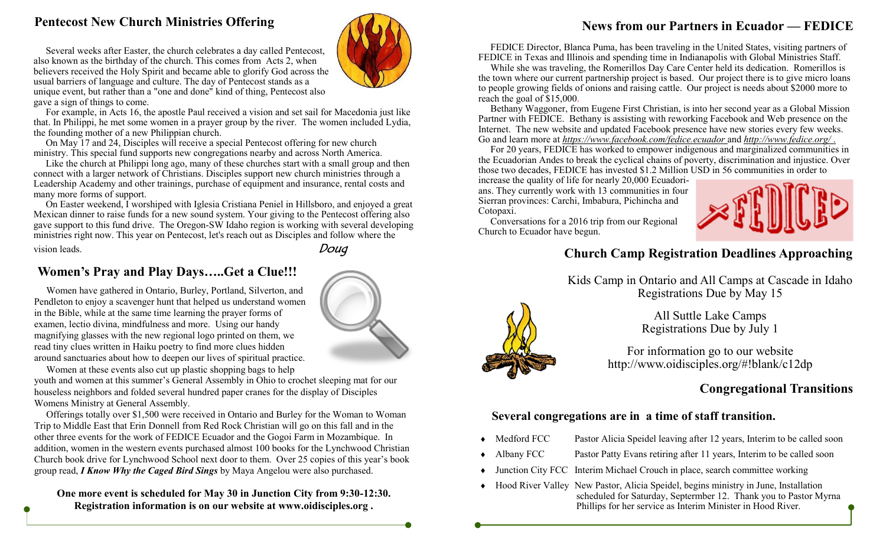## Pentecost New Church Ministries Offering

Several weeks after Easter, the church celebrates a day called Pentecost, also known as the birthday of the church. This comes from Acts 2, when believers received the Holy Spirit and became able to glorify God across the usual barriers of language and culture. The day of Pentecost stands as a unique event, but rather than a "one and done" kind of thing, Pentecost also gave a sign of things to come.

For example, in Acts 16, the apostle Paul received a vision and set sail for Macedonia just like that. In Philippi, he met some women in a prayer group by the river. The women included Lydia, the founding mother of a new Philippian church.

On May 17 and 24, Disciples will receive a special Pentecost offering for new church ministry. This special fund supports new congregations nearby and across North America.

Like the church at Philippi long ago, many of these churches start with a small group and then connect with a larger network of Christians. Disciples support new church ministries through a Leadership Academy and other trainings, purchase of equipment and insurance, rental costs and many more forms of support.

On Easter weekend, I worshiped with Iglesia Cristiana Peniel in Hillsboro, and enjoyed a great Mexican dinner to raise funds for a new sound system. Your giving to the Pentecost offering also gave support to this fund drive. The Oregon-SW Idaho region is working with several developing ministries right now. This year on Pentecost, let's reach out as Disciples and follow where the vision leads.

*Doug*

## Women's Pray and Play Days…..Get a Clue!!!

Women have gathered in Ontario, Burley, Portland, Silverton, and Pendleton to enjoy a scavenger hunt that helped us understand women in the Bible, while at the same time learning the prayer forms of examen, lectio divina, mindfulness and more. Using our handy magnifying glasses with the new regional logo printed on them, we read tiny clues written in Haiku poetry to find more clues hidden around sanctuaries about how to deepen our lives of spiritual practice.

Women at these events also cut up plastic shopping bags to help youth and women at this summer's General Assembly in Ohio to crochet sleeping mat for our houseless neighbors and folded several hundred paper cranes for the display of Disciples Womens Ministry at General Assembly.

Offerings totally over $1,500 were received in Ontario and Burley for the Woman to Woman Trip to Middle East that Erin Donnell from Red Rock Christian will go on this fall and in the other three events for the work of FEDICE Ecuador and the Gogoi Farm in Mozambique. In addition, women in the western events purchased almost 100 books for the Lynchwood Christian Church book drive for Lynchwood School next door to them. Over 25 copies of this year's book group read, ***I Know Why the Caged Bird Sings*** by Maya Angelou were also purchased.

**One more event is scheduled for May 30 in Junction City from 9:30-12:30. Registration information is on our website at www.oidisciples.org .**

## News from our Partners in Ecuador — FEDICE

FEDICE Director, Blanca Puma, has been traveling in the United States, visiting partners of FEDICE in Texas and Illinois and spending time in Indianapolis with Global Ministries Staff.

While she was traveling, the Romerillos Day Care Center held its dedication. Romerillos is the town where our current partnership project is based. Our project there is to give micro loans to people growing fields of onions and raising cattle. Our project is needs about $2000 more to reach the goal of $15,000.

Bethany Waggoner, from Eugene First Christian, is into her second year as a Global Mission Partner with FEDICE. Bethany is assisting with reworking Facebook and Web presence on the Internet. The new website and updated Facebook presence have new stories every few weeks. Go and learn more at ***https://www.facebook.com/fedice.ecuador*** and ***http://www.fedice.org/*** .

For 20 years, FEDICE has worked to empower indigenous and marginalized communities in the Ecuadorian Andes to break the cyclical chains of poverty, discrimination and injustice. Over those two decades, FEDICE has invested $1.2 Million USD in 56 communities in order to increase the quality of life for nearly 20,000 Ecuadorians. They currently work with 13 communities in four Sierran provinces: Carchi, Imbabura, Pichincha and Cotopaxi.

Conversations for a 2016 trip from our Regional Church to Ecuador have begun.

## Church Camp Registration Deadlines Approaching

Kids Camp in Ontario and All Camps at Cascade in Idaho
Registrations Due by May 15

All Suttle Lake Camps
Registrations Due by July 1

For information go to our website
http://www.oidisciples.org/#!blank/c12dp

## Congregational Transitions

### Several congregations are in a time of staff transition.

- Medford FCC — Pastor Alicia Speidel leaving after 12 years, Interim to be called soon
- Albany FCC — Pastor Patty Evans retiring after 11 years, Interim to be called soon
- Junction City FCC — Interim Michael Crouch in place, search committee working
- Hood River Valley — New Pastor, Alicia Speidel, begins ministry in June, Installation scheduled for Saturday, Septermber 12. Thank you to Pastor Myrna Phillips for her service as Interim Minister in Hood River.